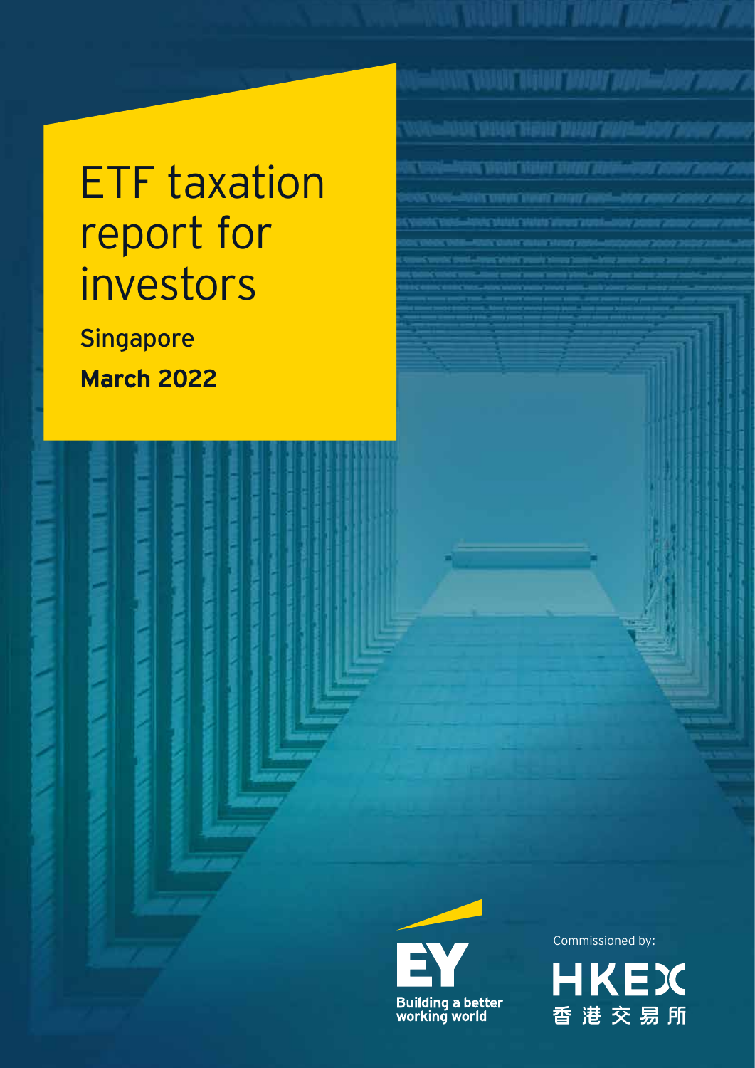# ETF taxation report for investors

**Singapore**

**March 2022**

EY
Building a better working world

Commissioned by:

HKEX
香港交易所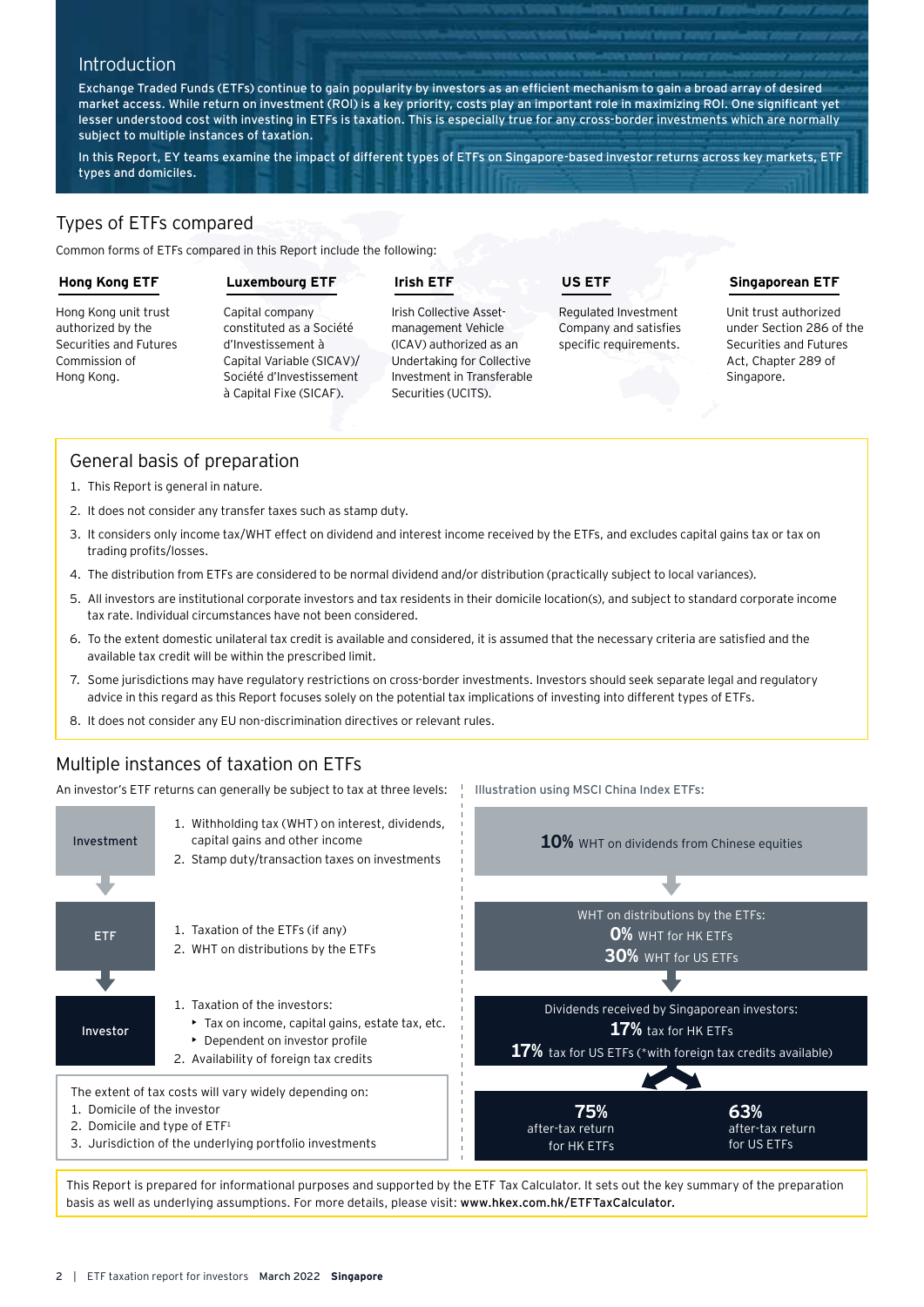## Introduction

**Exchange Traded Funds (ETFs) continue to gain popularity by investors as an efficient mechanism to gain a broad array of desired market access. While return on investment (ROI) is a key priority, costs play an important role in maximizing ROI. One significant yet lesser understood cost with investing in ETFs is taxation. This is especially true for any cross-border investments which are normally subject to multiple instances of taxation.**

**In this Report, EY teams examine the impact of different types of ETFs on Singapore-based investor returns across key markets, ETF types and domiciles.**

## Types of ETFs compared

Common forms of ETFs compared in this Report include the following:

**Hong Kong ETF**

Hong Kong unit trust authorized by the Securities and Futures Commission of Hong Kong.

**Luxembourg ETF**

Capital company constituted as a Société d'Investissement à Capital Variable (SICAV)/ Société d'Investissement à Capital Fixe (SICAF).

**Irish ETF**

Irish Collective Asset-management Vehicle (ICAV) authorized as an Undertaking for Collective Investment in Transferable Securities (UCITS).

**US ETF**

Regulated Investment Company and satisfies specific requirements.

**Singaporean ETF**

Unit trust authorized under Section 286 of the Securities and Futures Act, Chapter 289 of Singapore.

## General basis of preparation

1. This Report is general in nature.
2. It does not consider any transfer taxes such as stamp duty.
3. It considers only income tax/WHT effect on dividend and interest income received by the ETFs, and excludes capital gains tax or tax on trading profits/losses.
4. The distribution from ETFs are considered to be normal dividend and/or distribution (practically subject to local variances).
5. All investors are institutional corporate investors and tax residents in their domicile location(s), and subject to standard corporate income tax rate. Individual circumstances have not been considered.
6. To the extent domestic unilateral tax credit is available and considered, it is assumed that the necessary criteria are satisfied and the available tax credit will be within the prescribed limit.
7. Some jurisdictions may have regulatory restrictions on cross-border investments. Investors should seek separate legal and regulatory advice in this regard as this Report focuses solely on the potential tax implications of investing into different types of ETFs.
8. It does not consider any EU non-discrimination directives or relevant rules.

## Multiple instances of taxation on ETFs

An investor's ETF returns can generally be subject to tax at three levels:

**Investment**
1. Withholding tax (WHT) on interest, dividends, capital gains and other income
2. Stamp duty/transaction taxes on investments

**ETF**
1. Taxation of the ETFs (if any)
2. WHT on distributions by the ETFs

**Investor**
1. Taxation of the investors:
   - Tax on income, capital gains, estate tax, etc.
   - Dependent on investor profile
2. Availability of foreign tax credits

The extent of tax costs will vary widely depending on:
1. Domicile of the investor
2. Domicile and type of ETF[1]
3. Jurisdiction of the underlying portfolio investments

Illustration using MSCI China Index ETFs:

**10%** WHT on dividends from Chinese equities

WHT on distributions by the ETFs:
**0%** WHT for HK ETFs
**30%** WHT for US ETFs

Dividends received by Singaporean investors:
**17%** tax for HK ETFs
**17%** tax for US ETFs (*with foreign tax credits available)

**75%** after-tax return for HK ETFs

**63%** after-tax return for US ETFs

This Report is prepared for informational purposes and supported by the ETF Tax Calculator. It sets out the key summary of the preparation basis as well as underlying assumptions. For more details, please visit: **www.hkex.com.hk/ETFTaxCalculator.**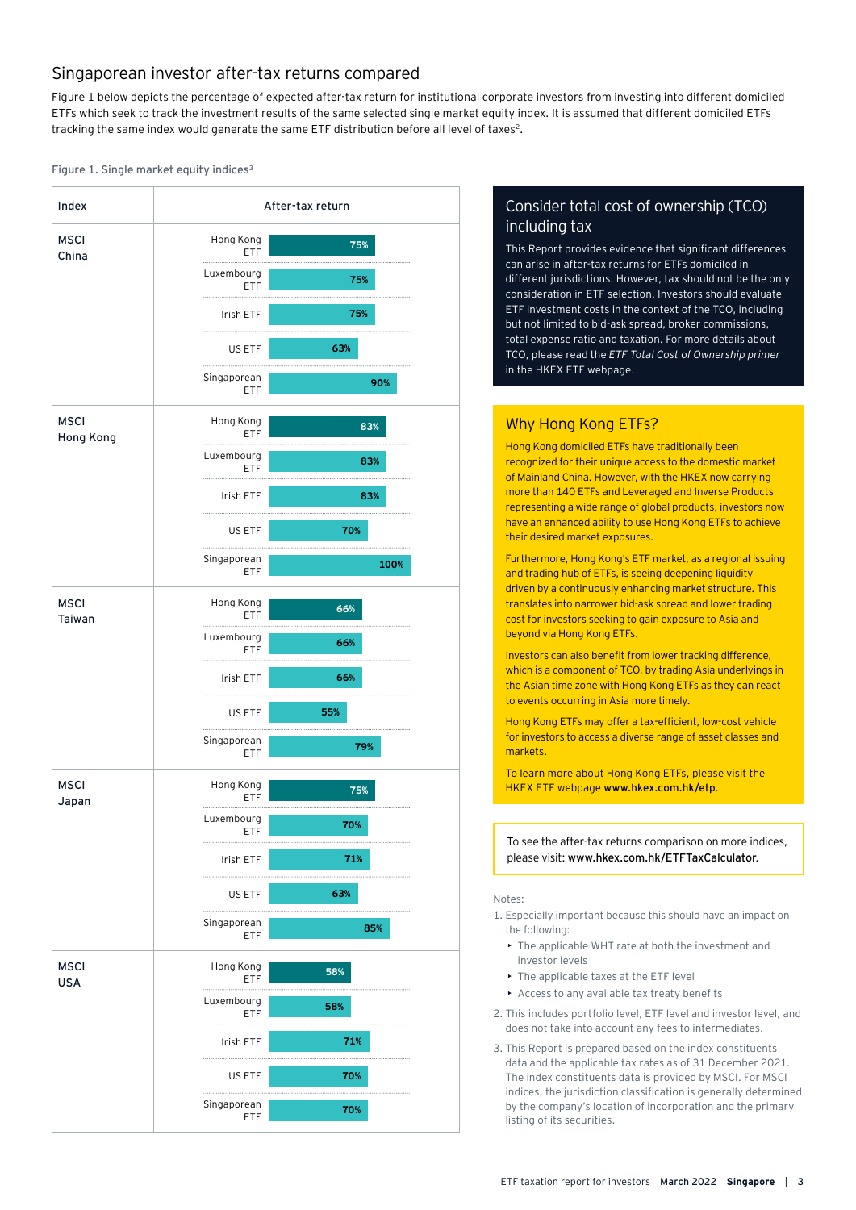## Singaporean investor after-tax returns compared

Figure 1 below depicts the percentage of expected after-tax return for institutional corporate investors from investing into different domiciled ETFs which seek to track the investment results of the same selected single market equity index. It is assumed that different domiciled ETFs tracking the same index would generate the same ETF distribution before all level of taxes[2].

Figure 1. Single market equity indices[3]

| Index | After-tax return | |
|---|---|---|
| MSCI China | Hong Kong ETF | 75% |
| | Luxembourg ETF | 75% |
| | Irish ETF | 75% |
| | US ETF | 63% |
| | Singaporean ETF | 90% |
| MSCI Hong Kong | Hong Kong ETF | 83% |
| | Luxembourg ETF | 83% |
| | Irish ETF | 83% |
| | US ETF | 70% |
| | Singaporean ETF | 100% |
| MSCI Taiwan | Hong Kong ETF | 66% |
| | Luxembourg ETF | 66% |
| | Irish ETF | 66% |
| | US ETF | 55% |
| | Singaporean ETF | 79% |
| MSCI Japan | Hong Kong ETF | 75% |
| | Luxembourg ETF | 70% |
| | Irish ETF | 71% |
| | US ETF | 63% |
| | Singaporean ETF | 85% |
| MSCI USA | Hong Kong ETF | 58% |
| | Luxembourg ETF | 58% |
| | Irish ETF | 71% |
| | US ETF | 70% |
| | Singaporean ETF | 70% |

### Consider total cost of ownership (TCO) including tax

This Report provides evidence that significant differences can arise in after-tax returns for ETFs domiciled in different jurisdictions. However, tax should not be the only consideration in ETF selection. Investors should evaluate ETF investment costs in the context of the TCO, including but not limited to bid-ask spread, broker commissions, total expense ratio and taxation. For more details about TCO, please read the *ETF Total Cost of Ownership primer* in the HKEX ETF webpage.

### Why Hong Kong ETFs?

Hong Kong domiciled ETFs have traditionally been recognized for their unique access to the domestic market of Mainland China. However, with the HKEX now carrying more than 140 ETFs and Leveraged and Inverse Products representing a wide range of global products, investors now have an enhanced ability to use Hong Kong ETFs to achieve their desired market exposures.

Furthermore, Hong Kong's ETF market, as a regional issuing and trading hub of ETFs, is seeing deepening liquidity driven by a continuously enhancing market structure. This translates into narrower bid-ask spread and lower trading cost for investors seeking to gain exposure to Asia and beyond via Hong Kong ETFs.

Investors can also benefit from lower tracking difference, which is a component of TCO, by trading Asia underlyings in the Asian time zone with Hong Kong ETFs as they can react to events occurring in Asia more timely.

Hong Kong ETFs may offer a tax-efficient, low-cost vehicle for investors to access a diverse range of asset classes and markets.

To learn more about Hong Kong ETFs, please visit the HKEX ETF webpage **www.hkex.com.hk/etp**.

To see the after-tax returns comparison on more indices, please visit: **www.hkex.com.hk/ETFTaxCalculator**.

Notes:

1. Especially important because this should have an impact on the following:
   - The applicable WHT rate at both the investment and investor levels
   - The applicable taxes at the ETF level
   - Access to any available tax treaty benefits
2. This includes portfolio level, ETF level and investor level, and does not take into account any fees to intermediates.
3. This Report is prepared based on the index constituents data and the applicable tax rates as of 31 December 2021. The index constituents data is provided by MSCI. For MSCI indices, the jurisdiction classification is generally determined by the company's location of incorporation and the primary listing of its securities.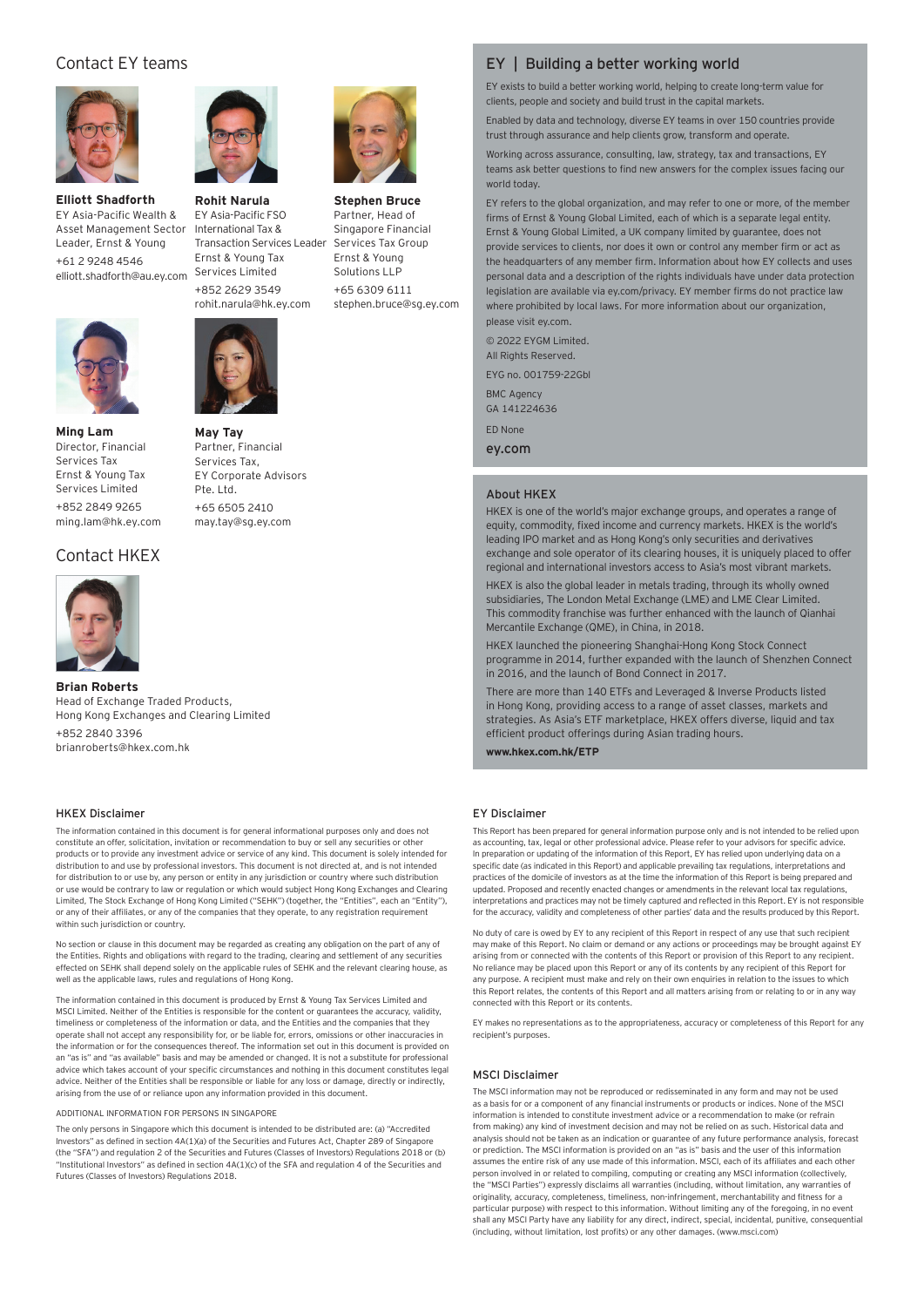## Contact EY teams

**Elliott Shadforth**
EY Asia-Pacific Wealth & Asset Management Sector Leader, Ernst & Young
+61 2 9248 4546
elliott.shadforth@au.ey.com

**Rohit Narula**
EY Asia-Pacific FSO International Tax & Transaction Services Leader
Ernst & Young Tax Services Limited
+852 2629 3549
rohit.narula@hk.ey.com

**Stephen Bruce**
Partner, Head of Singapore Financial Services Tax Group
Ernst & Young Solutions LLP
+65 6309 6111
stephen.bruce@sg.ey.com

**Ming Lam**
Director, Financial Services Tax
Ernst & Young Tax Services Limited
+852 2849 9265
ming.lam@hk.ey.com

**May Tay**
Partner, Financial Services Tax,
EY Corporate Advisors Pte. Ltd.
+65 6505 2410
may.tay@sg.ey.com

## Contact HKEX

**Brian Roberts**
Head of Exchange Traded Products,
Hong Kong Exchanges and Clearing Limited
+852 2840 3396
brianroberts@hkex.com.hk

## EY | Building a better working world

EY exists to build a better working world, helping to create long-term value for clients, people and society and build trust in the capital markets.

Enabled by data and technology, diverse EY teams in over 150 countries provide trust through assurance and help clients grow, transform and operate.

Working across assurance, consulting, law, strategy, tax and transactions, EY teams ask better questions to find new answers for the complex issues facing our world today.

EY refers to the global organization, and may refer to one or more, of the member firms of Ernst & Young Global Limited, each of which is a separate legal entity. Ernst & Young Global Limited, a UK company limited by guarantee, does not provide services to clients, nor does it own or control any member firm or act as the headquarters of any member firm. Information about how EY collects and uses personal data and a description of the rights individuals have under data protection legislation are available via ey.com/privacy. EY member firms do not practice law where prohibited by local laws. For more information about our organization, please visit ey.com.

© 2022 EYGM Limited.
All Rights Reserved.

EYG no. 001759-22Gbl

BMC Agency
GA 141224636

ED None

**ey.com**

## About HKEX

HKEX is one of the world's major exchange groups, and operates a range of equity, commodity, fixed income and currency markets. HKEX is the world's leading IPO market and as Hong Kong's only securities and derivatives exchange and sole operator of its clearing houses, it is uniquely placed to offer regional and international investors access to Asia's most vibrant markets.

HKEX is also the global leader in metals trading, through its wholly owned subsidiaries, The London Metal Exchange (LME) and LME Clear Limited. This commodity franchise was further enhanced with the launch of Qianhai Mercantile Exchange (QME), in China, in 2018.

HKEX launched the pioneering Shanghai-Hong Kong Stock Connect programme in 2014, further expanded with the launch of Shenzhen Connect in 2016, and the launch of Bond Connect in 2017.

There are more than 140 ETFs and Leveraged & Inverse Products listed in Hong Kong, providing access to a range of asset classes, markets and strategies. As Asia's ETF marketplace, HKEX offers diverse, liquid and tax efficient product offerings during Asian trading hours.

**www.hkex.com.hk/ETP**

### HKEX Disclaimer

The information contained in this document is for general informational purposes only and does not constitute an offer, solicitation, invitation or recommendation to buy or sell any securities or other products or to provide any investment advice or service of any kind. This document is solely intended for distribution to and use by professional investors. This document is not directed at, and is not intended for distribution to or use by, any person or entity in any jurisdiction or country where such distribution or use would be contrary to law or regulation or which would subject Hong Kong Exchanges and Clearing Limited, The Stock Exchange of Hong Kong Limited ("SEHK") (together, the "Entities", each an "Entity"), or any of their affiliates, or any of the companies that they operate, to any registration requirement within such jurisdiction or country.

No section or clause in this document may be regarded as creating any obligation on the part of any of the Entities. Rights and obligations with regard to the trading, clearing and settlement of any securities effected on SEHK shall depend solely on the applicable rules of SEHK and the relevant clearing house, as well as the applicable laws, rules and regulations of Hong Kong.

The information contained in this document is produced by Ernst & Young Tax Services Limited and MSCI Limited. Neither of the Entities is responsible for the content or guarantees the accuracy, validity, timeliness or completeness of the information or data, and the Entities and the companies that they operate shall not accept any responsibility for, or be liable for, errors, omissions or other inaccuracies in the information or for the consequences thereof. The information set out in this document is provided on an "as is" and "as available" basis and may be amended or changed. It is not a substitute for professional advice which takes account of your specific circumstances and nothing in this document constitutes legal advice. Neither of the Entities shall be responsible or liable for any loss or damage, directly or indirectly, arising from the use of or reliance upon any information provided in this document.

ADDITIONAL INFORMATION FOR PERSONS IN SINGAPORE

The only persons in Singapore which this document is intended to be distributed are: (a) "Accredited Investors" as defined in section 4A(1)(a) of the Securities and Futures Act, Chapter 289 of Singapore (the "SFA") and regulation 2 of the Securities and Futures (Classes of Investors) Regulations 2018 or (b) "Institutional Investors" as defined in section 4A(1)(c) of the SFA and regulation 4 of the Securities and Futures (Classes of Investors) Regulations 2018.

### EY Disclaimer

This Report has been prepared for general information purpose only and is not intended to be relied upon as accounting, tax, legal or other professional advice. Please refer to your advisors for specific advice. In preparation or updating of the information of this Report, EY has relied upon underlying data on a specific date (as indicated in this Report) and applicable prevailing tax regulations, interpretations and practices of the domicile of investors as at the time the information of this Report is being prepared and updated. Proposed and recently enacted changes or amendments in the relevant local tax regulations, interpretations and practices may not be timely captured and reflected in this Report. EY is not responsible for the accuracy, validity and completeness of other parties' data and the results produced by this Report.

No duty of care is owed by EY to any recipient of this Report in respect of any use that such recipient may make of this Report. No claim or demand or any actions or proceedings may be brought against EY arising from or connected with the contents of this Report or provision of this Report to any recipient. No reliance may be placed upon this Report or any of its contents by any recipient of this Report for any purpose. A recipient must make and rely on their own enquiries in relation to the issues to which this Report relates, the contents of this Report and all matters arising from or relating to or in any way connected with this Report or its contents.

EY makes no representations as to the appropriateness, accuracy or completeness of this Report for any recipient's purposes.

### MSCI Disclaimer

The MSCI information may not be reproduced or redisseminated in any form and may not be used as a basis for or a component of any financial instruments or products or indices. None of the MSCI information is intended to constitute investment advice or a recommendation to make (or refrain from making) any kind of investment decision and may not be relied on as such. Historical data and analysis should not be taken as an indication or guarantee of any future performance analysis, forecast or prediction. The MSCI information is provided on an "as is" basis and the user of this information assumes the entire risk of any use made of this information. MSCI, each of its affiliates and each other person involved in or related to compiling, computing or creating any MSCI information (collectively, the "MSCI Parties") expressly disclaims all warranties (including, without limitation, any warranties of originality, accuracy, completeness, timeliness, non-infringement, merchantability and fitness for a particular purpose) with respect to this information. Without limiting any of the foregoing, in no event shall any MSCI Party have any liability for any direct, indirect, special, incidental, punitive, consequential (including, without limitation, lost profits) or any other damages. (www.msci.com)